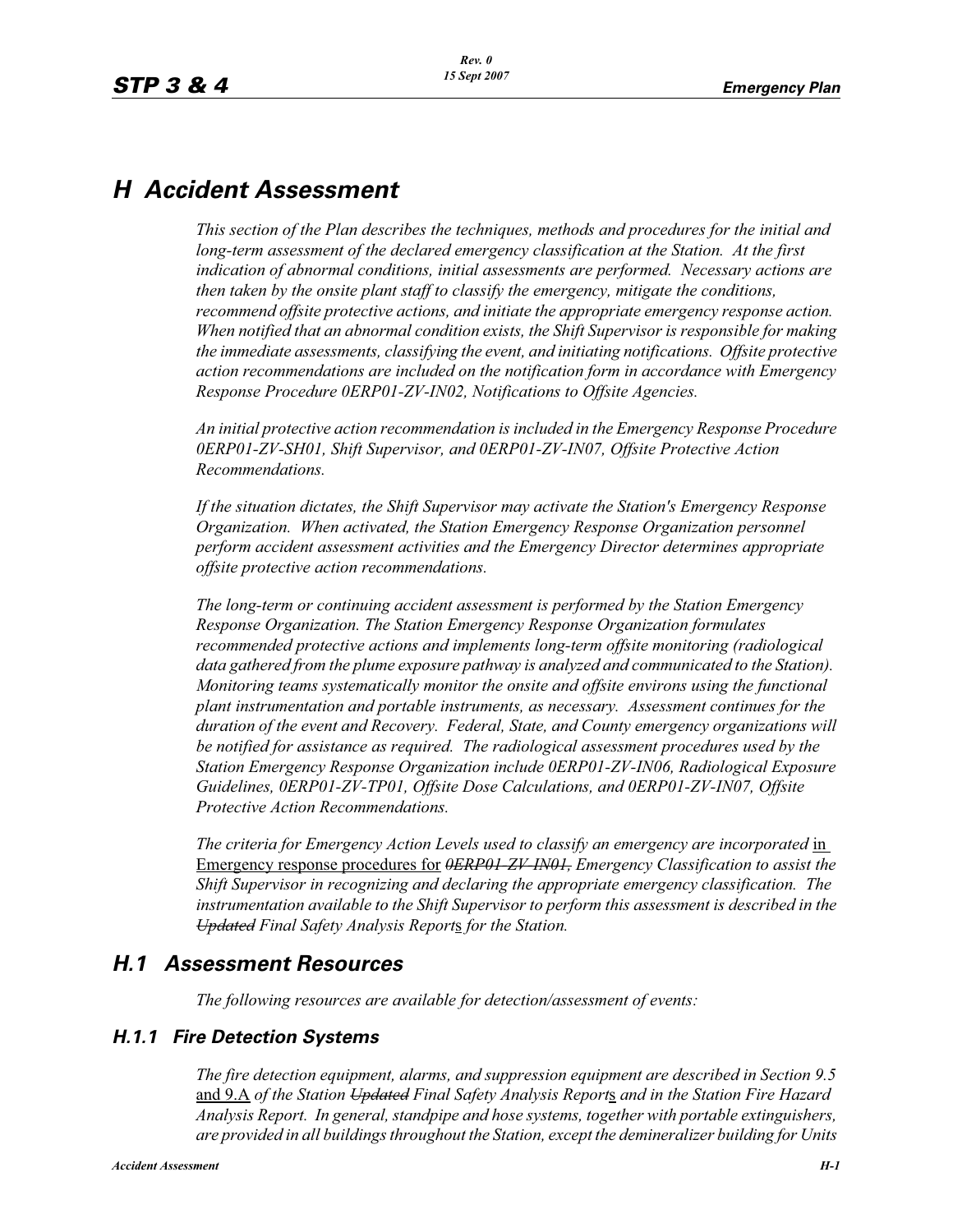# H Accident Assessment

*This section of the Plan describes the techniques, methods and procedures for the initial and long-term assessment of the declared emergency classification at the Station. At the first indication of abnormal conditions, initial assessments are performed. Necessary actions are then taken by the onsite plant staff to classify the emergency, mitigate the conditions, recommend offsite protective actions, and initiate the appropriate emergency response action. When notified that an abnormal condition exists, the Shift Supervisor is responsible for making the immediate assessments, classifying the event, and initiating notifications. Offsite protective action recommendations are included on the notification form in accordance with Emergency Response Procedure 0ERP01-ZV-IN02, Notifications to Offsite Agencies.*

*An initial protective action recommendation is included in the Emergency Response Procedure 0ERP01-ZV-SH01, Shift Supervisor, and 0ERP01-ZV-IN07, Offsite Protective Action Recommendations.*

*If the situation dictates, the Shift Supervisor may activate the Station's Emergency Response Organization. When activated, the Station Emergency Response Organization personnel perform accident assessment activities and the Emergency Director determines appropriate offsite protective action recommendations.*

*The long-term or continuing accident assessment is performed by the Station Emergency Response Organization. The Station Emergency Response Organization formulates recommended protective actions and implements long-term offsite monitoring (radiological data gathered from the plume exposure pathway is analyzed and communicated to the Station). Monitoring teams systematically monitor the onsite and offsite environs using the functional plant instrumentation and portable instruments, as necessary. Assessment continues for the duration of the event and Recovery. Federal, State, and County emergency organizations will be notified for assistance as required. The radiological assessment procedures used by the Station Emergency Response Organization include 0ERP01-ZV-IN06, Radiological Exposure Guidelines, 0ERP01-ZV-TP01, Offsite Dose Calculations, and 0ERP01-ZV-IN07, Offsite Protective Action Recommendations.*

*The criteria for Emergency Action Levels used to classify an emergency are incorporated* in Emergency response procedures for ~~*0ERP01-ZV-IN01,*~~ *Emergency Classification to assist the Shift Supervisor in recognizing and declaring the appropriate emergency classification. The instrumentation available to the Shift Supervisor to perform this assessment is described in the* ~~*Updated*~~ *Final Safety Analysis Report*s *for the Station.*

## H.1 Assessment Resources

*The following resources are available for detection/assessment of events:*

### H.1.1 Fire Detection Systems

*The fire detection equipment, alarms, and suppression equipment are described in Section 9.5* and 9.A *of the Station* ~~*Updated*~~ *Final Safety Analysis Report*s *and in the Station Fire Hazard Analysis Report. In general, standpipe and hose systems, together with portable extinguishers, are provided in all buildings throughout the Station, except the demineralizer building for Units*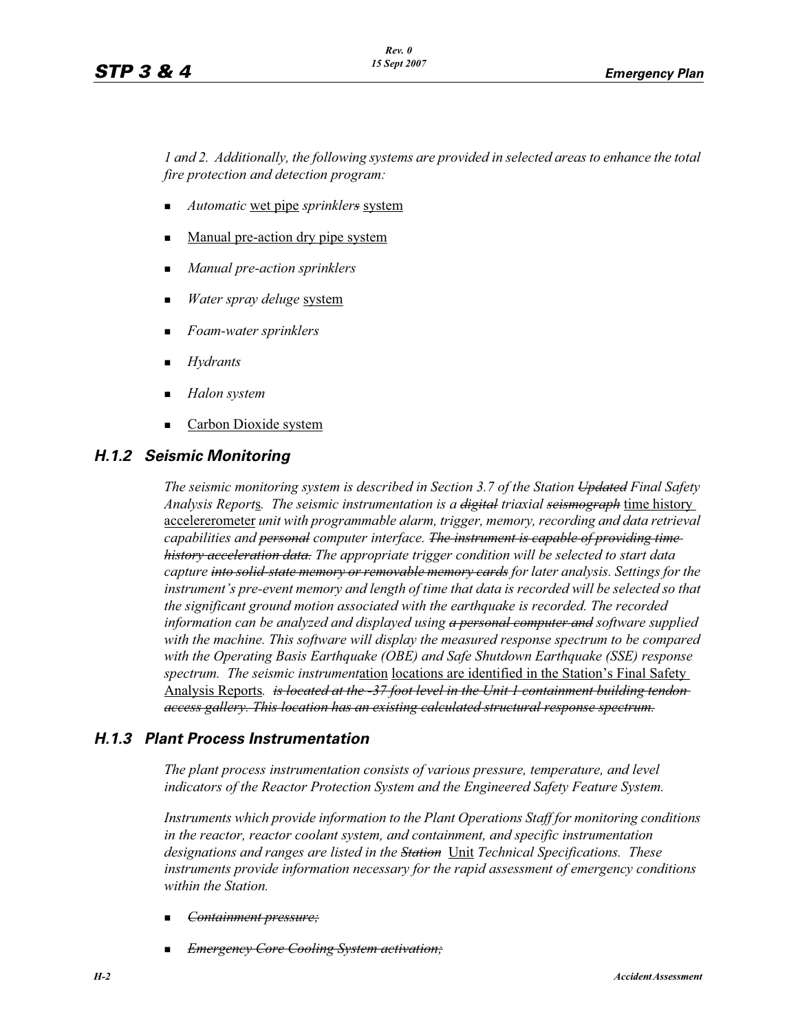*1 and 2. Additionally, the following systems are provided in selected areas to enhance the total fire protection and detection program:*

- *Automatic* <u>wet pipe</u> *sprinklers* ~~*s*~~ <u>system</u>
- <u>Manual pre-action dry pipe system</u>
- *Manual pre-action sprinklers*
- *Water spray deluge* <u>system</u>
- *Foam-water sprinklers*
- *Hydrants*
- *Halon system*
- <u>Carbon Dioxide system</u>

### H.1.2 Seismic Monitoring

*The seismic monitoring system is described in Section 3.7 of the Station* ~~*Updated*~~ *Final Safety Analysis Report*<u>s</u>*. The seismic instrumentation is a* ~~*digital*~~ *triaxial* ~~*seismograph*~~ <u>time history accelererometer</u> *unit with programmable alarm, trigger, memory, recording and data retrieval capabilities and* ~~*personal*~~ *computer interface.* ~~*The instrument is capable of providing time history acceleration data.*~~ *The appropriate trigger condition will be selected to start data capture* ~~*into solid-state memory or removable memory cards*~~ *for later analysis. Settings for the instrument's pre-event memory and length of time that data is recorded will be selected so that the significant ground motion associated with the earthquake is recorded. The recorded information can be analyzed and displayed using* ~~*a personal computer and*~~ *software supplied with the machine. This software will display the measured response spectrum to be compared with the Operating Basis Earthquake (OBE) and Safe Shutdown Earthquake (SSE) response spectrum. The seismic instrument*<u>ation</u> <u>locations are identified in the Station's Final Safety Analysis Report</u>*s.* ~~*is located at the -37 foot level in the Unit 1 containment building tendon access gallery. This location has an existing calculated structural response spectrum.*~~

### H.1.3 Plant Process Instrumentation

*The plant process instrumentation consists of various pressure, temperature, and level indicators of the Reactor Protection System and the Engineered Safety Feature System.*

*Instruments which provide information to the Plant Operations Staff for monitoring conditions in the reactor, reactor coolant system, and containment, and specific instrumentation designations and ranges are listed in the* ~~*Station*~~ <u>Unit</u> *Technical Specifications. These instruments provide information necessary for the rapid assessment of emergency conditions within the Station.*

- ~~*Containment pressure;*~~
- ~~*Emergency Core Cooling System activation;*~~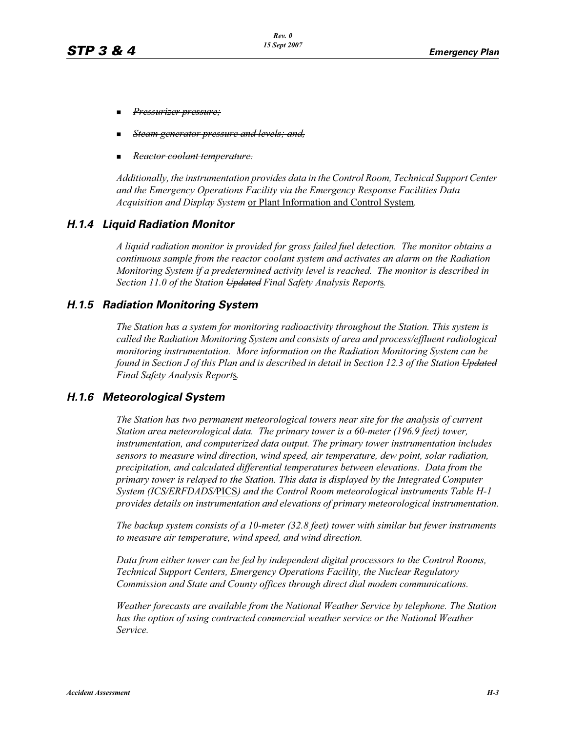- ~~*Pressurizer pressure;*~~
- ~~*Steam generator pressure and levels; and,*~~
- ~~*Reactor coolant temperature.*~~

*Additionally, the instrumentation provides data in the Control Room, Technical Support Center and the Emergency Operations Facility via the Emergency Response Facilities Data Acquisition and Display System* <u>or Plant Information and Control System</u>*.*

### *H.1.4 Liquid Radiation Monitor*

*A liquid radiation monitor is provided for gross failed fuel detection. The monitor obtains a continuous sample from the reactor coolant system and activates an alarm on the Radiation Monitoring System if a predetermined activity level is reached. The monitor is described in Section 11.0 of the Station ~~Updated~~ Final Safety Analysis Report*<u>s</u>*.*

### *H.1.5 Radiation Monitoring System*

*The Station has a system for monitoring radioactivity throughout the Station. This system is called the Radiation Monitoring System and consists of area and process/effluent radiological monitoring instrumentation. More information on the Radiation Monitoring System can be found in Section J of this Plan and is described in detail in Section 12.3 of the Station ~~Updated~~ Final Safety Analysis Report*<u>s</u>*.*

### *H.1.6 Meteorological System*

*The Station has two permanent meteorological towers near site for the analysis of current Station area meteorological data. The primary tower is a 60-meter (196.9 feet) tower, instrumentation, and computerized data output. The primary tower instrumentation includes sensors to measure wind direction, wind speed, air temperature, dew point, solar radiation, precipitation, and calculated differential temperatures between elevations. Data from the primary tower is relayed to the Station. This data is displayed by the Integrated Computer System (ICS/ERFDADS/*<u>PICS</u>*) and the Control Room meteorological instruments Table H-1 provides details on instrumentation and elevations of primary meteorological instrumentation.*

*The backup system consists of a 10-meter (32.8 feet) tower with similar but fewer instruments to measure air temperature, wind speed, and wind direction.*

*Data from either tower can be fed by independent digital processors to the Control Rooms, Technical Support Centers, Emergency Operations Facility, the Nuclear Regulatory Commission and State and County offices through direct dial modem communications.*

*Weather forecasts are available from the National Weather Service by telephone. The Station has the option of using contracted commercial weather service or the National Weather Service.*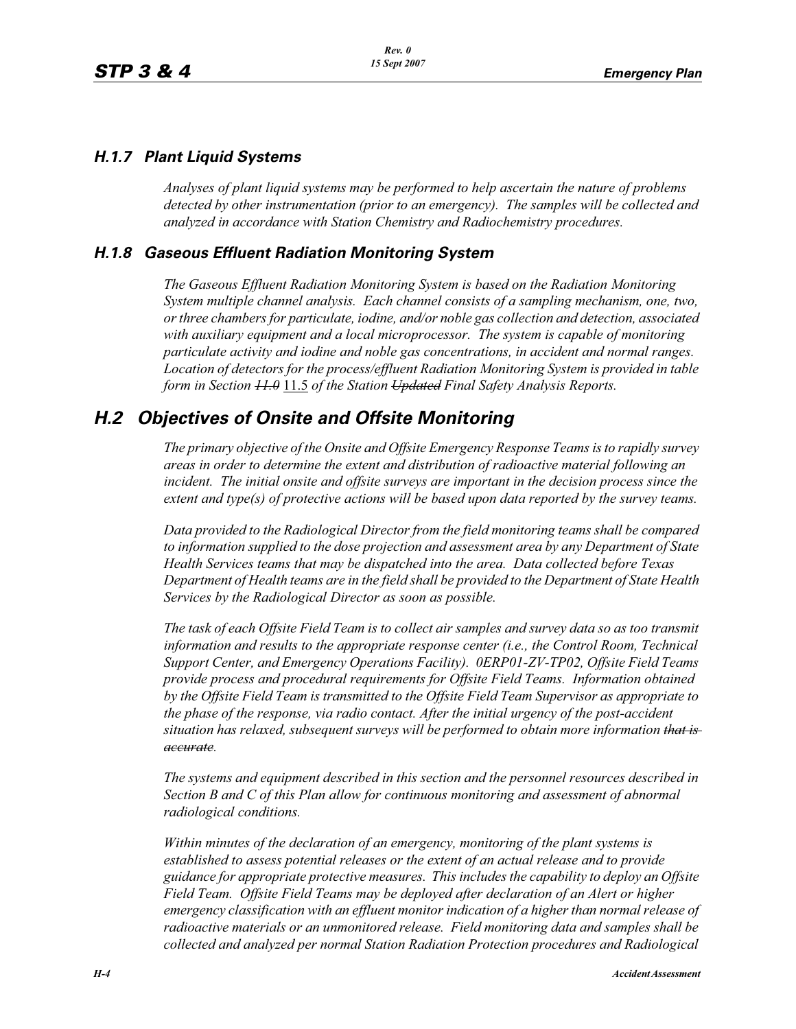### H.1.7 Plant Liquid Systems

*Analyses of plant liquid systems may be performed to help ascertain the nature of problems detected by other instrumentation (prior to an emergency). The samples will be collected and analyzed in accordance with Station Chemistry and Radiochemistry procedures.*

### H.1.8 Gaseous Effluent Radiation Monitoring System

*The Gaseous Effluent Radiation Monitoring System is based on the Radiation Monitoring System multiple channel analysis. Each channel consists of a sampling mechanism, one, two, or three chambers for particulate, iodine, and/or noble gas collection and detection, associated with auxiliary equipment and a local microprocessor. The system is capable of monitoring particulate activity and iodine and noble gas concentrations, in accident and normal ranges. Location of detectors for the process/effluent Radiation Monitoring System is provided in table form in Section ~~11.0~~ 11.5 of the Station ~~Updated~~ Final Safety Analysis Reports.*

## H.2 Objectives of Onsite and Offsite Monitoring

*The primary objective of the Onsite and Offsite Emergency Response Teams is to rapidly survey areas in order to determine the extent and distribution of radioactive material following an incident. The initial onsite and offsite surveys are important in the decision process since the extent and type(s) of protective actions will be based upon data reported by the survey teams.*

*Data provided to the Radiological Director from the field monitoring teams shall be compared to information supplied to the dose projection and assessment area by any Department of State Health Services teams that may be dispatched into the area. Data collected before Texas Department of Health teams are in the field shall be provided to the Department of State Health Services by the Radiological Director as soon as possible.*

*The task of each Offsite Field Team is to collect air samples and survey data so as too transmit information and results to the appropriate response center (i.e., the Control Room, Technical Support Center, and Emergency Operations Facility). 0ERP01-ZV-TP02, Offsite Field Teams provide process and procedural requirements for Offsite Field Teams. Information obtained by the Offsite Field Team is transmitted to the Offsite Field Team Supervisor as appropriate to the phase of the response, via radio contact. After the initial urgency of the post-accident situation has relaxed, subsequent surveys will be performed to obtain more information ~~that is accurate~~.*

*The systems and equipment described in this section and the personnel resources described in Section B and C of this Plan allow for continuous monitoring and assessment of abnormal radiological conditions.*

*Within minutes of the declaration of an emergency, monitoring of the plant systems is established to assess potential releases or the extent of an actual release and to provide guidance for appropriate protective measures. This includes the capability to deploy an Offsite Field Team. Offsite Field Teams may be deployed after declaration of an Alert or higher emergency classification with an effluent monitor indication of a higher than normal release of radioactive materials or an unmonitored release. Field monitoring data and samples shall be collected and analyzed per normal Station Radiation Protection procedures and Radiological*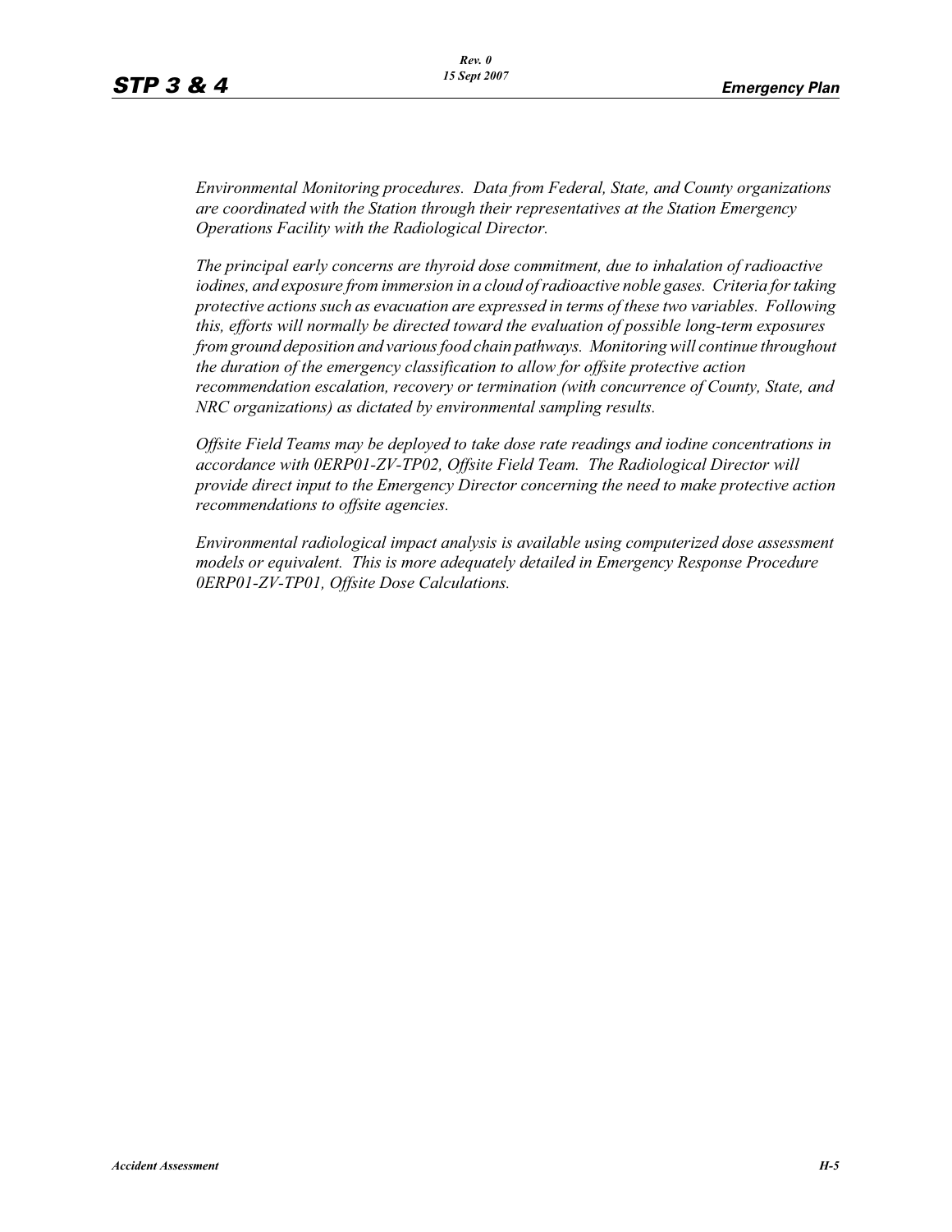*Environmental Monitoring procedures. Data from Federal, State, and County organizations are coordinated with the Station through their representatives at the Station Emergency Operations Facility with the Radiological Director.*

*The principal early concerns are thyroid dose commitment, due to inhalation of radioactive iodines, and exposure from immersion in a cloud of radioactive noble gases. Criteria for taking protective actions such as evacuation are expressed in terms of these two variables. Following this, efforts will normally be directed toward the evaluation of possible long-term exposures from ground deposition and various food chain pathways. Monitoring will continue throughout the duration of the emergency classification to allow for offsite protective action recommendation escalation, recovery or termination (with concurrence of County, State, and NRC organizations) as dictated by environmental sampling results.*

*Offsite Field Teams may be deployed to take dose rate readings and iodine concentrations in accordance with 0ERP01-ZV-TP02, Offsite Field Team. The Radiological Director will provide direct input to the Emergency Director concerning the need to make protective action recommendations to offsite agencies.*

*Environmental radiological impact analysis is available using computerized dose assessment models or equivalent. This is more adequately detailed in Emergency Response Procedure 0ERP01-ZV-TP01, Offsite Dose Calculations.*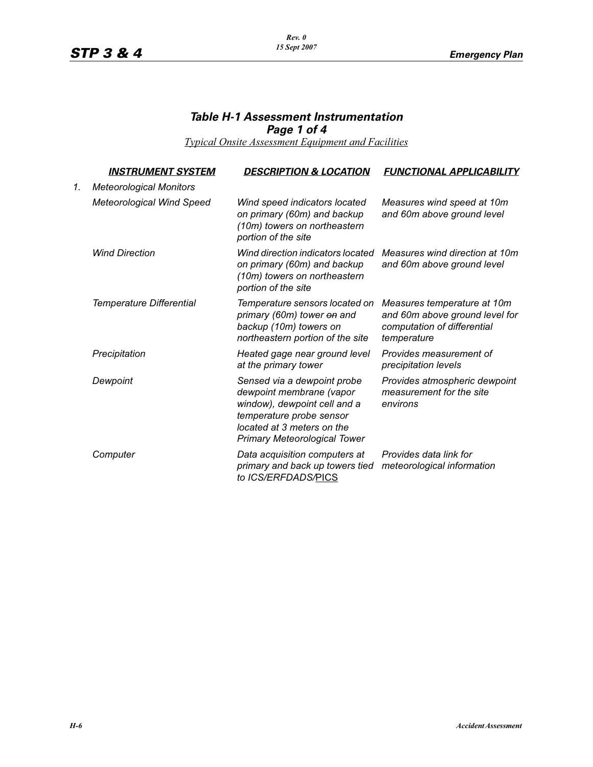## *Table H-1 Assessment Instrumentation*
## *Page 1 of 4*

*Typical Onsite Assessment Equipment and Facilities*

| | INSTRUMENT SYSTEM | DESCRIPTION & LOCATION | FUNCTIONAL APPLICABILITY |
|---|---|---|---|
| 1. | *Meteorological Monitors* | | |
| | *Meteorological Wind Speed* | *Wind speed indicators located on primary (60m) and backup (10m) towers on northeastern portion of the site* | *Measures wind speed at 10m and 60m above ground level* |
| | *Wind Direction* | *Wind direction indicators located on primary (60m) and backup (10m) towers on northeastern portion of the site* | *Measures wind direction at 10m and 60m above ground level* |
| | *Temperature Differential* | *Temperature sensors located on primary (60m) tower ~~on~~ and backup (10m) towers on northeastern portion of the site* | *Measures temperature at 10m and 60m above ground level for computation of differential temperature* |
| | *Precipitation* | *Heated gage near ground level at the primary tower* | *Provides measurement of precipitation levels* |
| | *Dewpoint* | *Sensed via a dewpoint probe dewpoint membrane (vapor window), dewpoint cell and a temperature probe sensor located at 3 meters on the Primary Meteorological Tower* | *Provides atmospheric dewpoint measurement for the site environs* |
| | *Computer* | *Data acquisition computers at primary and back up towers tied to ICS/ERFDADS/PICS* | *Provides data link for meteorological information* |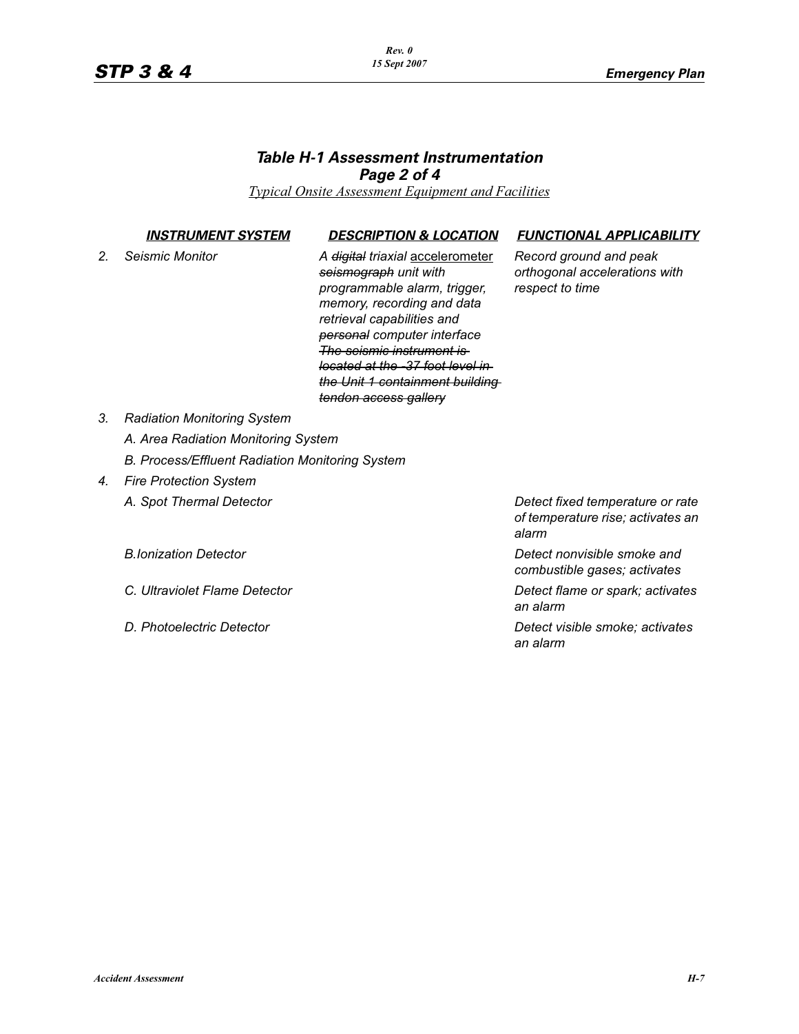### *Table H-1 Assessment Instrumentation*
### *Page 2 of 4*

*Typical Onsite Assessment Equipment and Facilities*

| | INSTRUMENT SYSTEM | DESCRIPTION & LOCATION | FUNCTIONAL APPLICABILITY |
|---|---|---|---|
| 2. | *Seismic Monitor* | *A ~~digital~~ triaxial accelerometer ~~seismograph~~ unit with programmable alarm, trigger, memory, recording and data retrieval capabilities and ~~personal~~ computer interface ~~The seismic instrument is located at the -37 foot level in the Unit 1 containment building tendon access gallery~~* | *Record ground and peak orthogonal accelerations with respect to time* |
| 3. | *Radiation Monitoring System* | | |
| | *A. Area Radiation Monitoring System* | | |
| | *B. Process/Effluent Radiation Monitoring System* | | |
| 4. | *Fire Protection System* | | |
| | *A. Spot Thermal Detector* | | *Detect fixed temperature or rate of temperature rise; activates an alarm* |
| | *B.Ionization Detector* | | *Detect nonvisible smoke and combustible gases; activates* |
| | *C. Ultraviolet Flame Detector* | | *Detect flame or spark; activates an alarm* |
| | *D. Photoelectric Detector* | | *Detect visible smoke; activates an alarm* |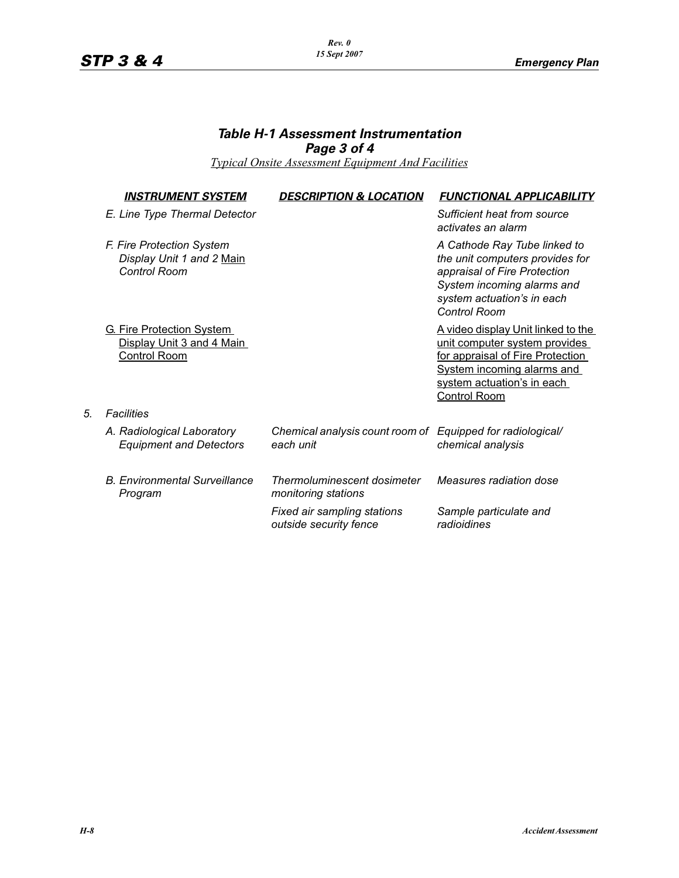## *Table H-1 Assessment Instrumentation*
## *Page 3 of 4*

*Typical Onsite Assessment Equipment And Facilities*

| | ***INSTRUMENT SYSTEM*** | ***DESCRIPTION & LOCATION*** | ***FUNCTIONAL APPLICABILITY*** |
|---|---|---|---|
| | *E. Line Type Thermal Detector* | | *Sufficient heat from source activates an alarm* |
| | *F. Fire Protection System Display Unit 1 and 2* Main *Control Room* | | *A Cathode Ray Tube linked to the unit computers provides for appraisal of Fire Protection System incoming alarms and system actuation's in each Control Room* |
| | G. Fire Protection System Display Unit 3 and 4 Main Control Room | | A video display Unit linked to the unit computer system provides for appraisal of Fire Protection System incoming alarms and system actuation's in each Control Room |
| *5.* | *Facilities* | | |
| | *A. Radiological Laboratory Equipment and Detectors* | *Chemical analysis count room of each unit* | *Equipped for radiological/ chemical analysis* |
| | *B. Environmental Surveillance Program* | *Thermoluminescent dosimeter monitoring stations* | *Measures radiation dose* |
| | | *Fixed air sampling stations outside security fence* | *Sample particulate and radioidines* |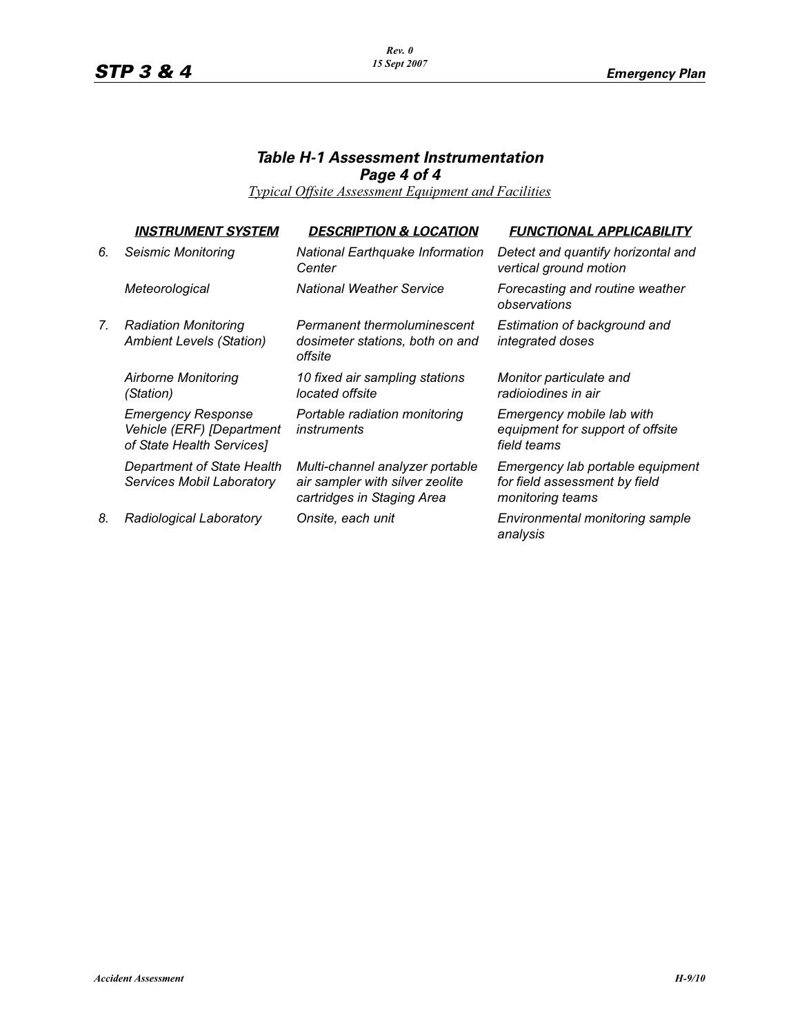### *Table H-1 Assessment Instrumentation Page 4 of 4*

*Typical Offsite Assessment Equipment and Facilities*

| | INSTRUMENT SYSTEM | DESCRIPTION & LOCATION | FUNCTIONAL APPLICABILITY |
|---|---|---|---|
| 6. | *Seismic Monitoring* | *National Earthquake Information Center* | *Detect and quantify horizontal and vertical ground motion* |
| | *Meteorological* | *National Weather Service* | *Forecasting and routine weather observations* |
| 7. | *Radiation Monitoring Ambient Levels (Station)* | *Permanent thermoluminescent dosimeter stations, both on and offsite* | *Estimation of background and integrated doses* |
| | *Airborne Monitoring (Station)* | *10 fixed air sampling stations located offsite* | *Monitor particulate and radioiodines in air* |
| | *Emergency Response Vehicle (ERF) [Department of State Health Services]* | *Portable radiation monitoring instruments* | *Emergency mobile lab with equipment for support of offsite field teams* |
| | *Department of State Health Services Mobil Laboratory* | *Multi-channel analyzer portable air sampler with silver zeolite cartridges in Staging Area* | *Emergency lab portable equipment for field assessment by field monitoring teams* |
| 8. | *Radiological Laboratory* | *Onsite, each unit* | *Environmental monitoring sample analysis* |